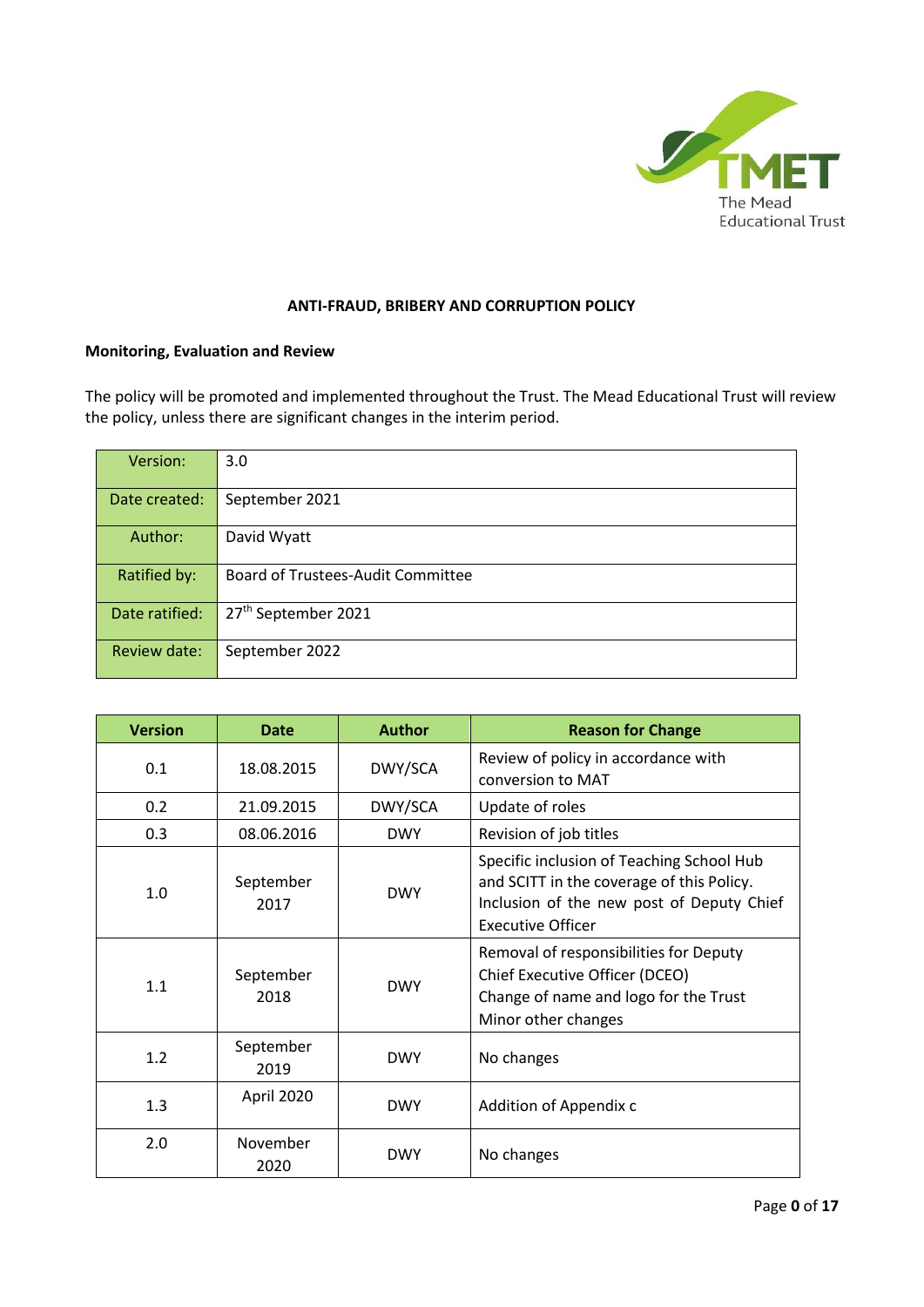# ANTI-FRAUD, BRIBERY AND CORRUPTION POLICY

**Monitoring, Evaluation and Review**

The policy will be promoted and implemented throughout the Trust. The Mead Educational Trust will review the policy, unless there are significant changes in the interim period.

| | |
|---|---|
| Version: | 3.0 |
| Date created: | September 2021 |
| Author: | David Wyatt |
| Ratified by: | Board of Trustees-Audit Committee |
| Date ratified: | 27th September 2021 |
| Review date: | September 2022 |

| Version | Date | Author | Reason for Change |
|---|---|---|---|
| 0.1 | 18.08.2015 | DWY/SCA | Review of policy in accordance with conversion to MAT |
| 0.2 | 21.09.2015 | DWY/SCA | Update of roles |
| 0.3 | 08.06.2016 | DWY | Revision of job titles |
| 1.0 | September 2017 | DWY | Specific inclusion of Teaching School Hub and SCITT in the coverage of this Policy. Inclusion of the new post of Deputy Chief Executive Officer |
| 1.1 | September 2018 | DWY | Removal of responsibilities for Deputy Chief Executive Officer (DCEO)<br>Change of name and logo for the Trust<br>Minor other changes |
| 1.2 | September 2019 | DWY | No changes |
| 1.3 | April 2020 | DWY | Addition of Appendix c |
| 2.0 | November 2020 | DWY | No changes |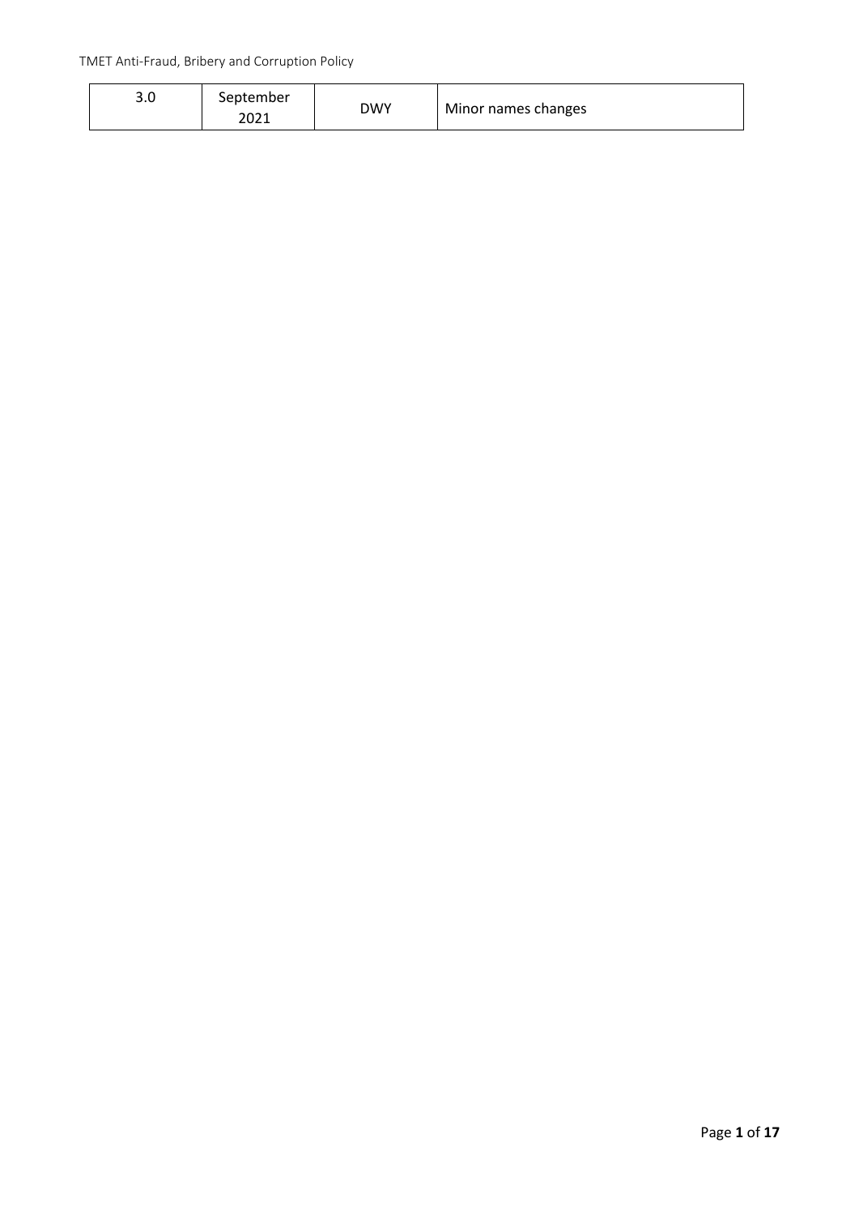| 3.0 | September 2021 | DWY | Minor names changes |
|---|---|---|---|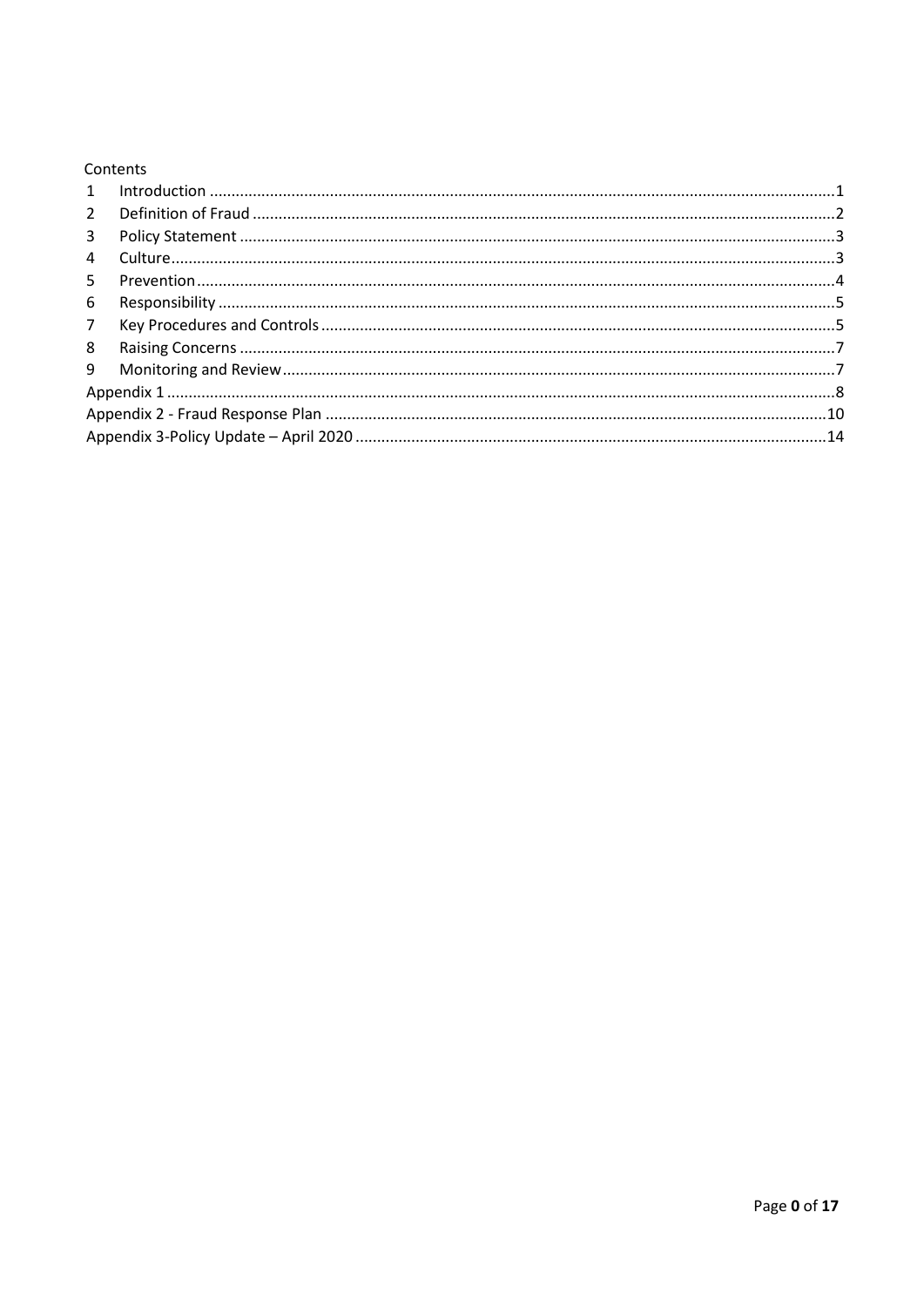Contents

| | | |
|---|---|---|
| 1 | Introduction | 1 |
| 2 | Definition of Fraud | 2 |
| 3 | Policy Statement | 3 |
| 4 | Culture | 3 |
| 5 | Prevention | 4 |
| 6 | Responsibility | 5 |
| 7 | Key Procedures and Controls | 5 |
| 8 | Raising Concerns | 7 |
| 9 | Monitoring and Review | 7 |
| Appendix 1 | | 8 |
| Appendix 2 - Fraud Response Plan | | 10 |
| Appendix 3-Policy Update – April 2020 | | 14 |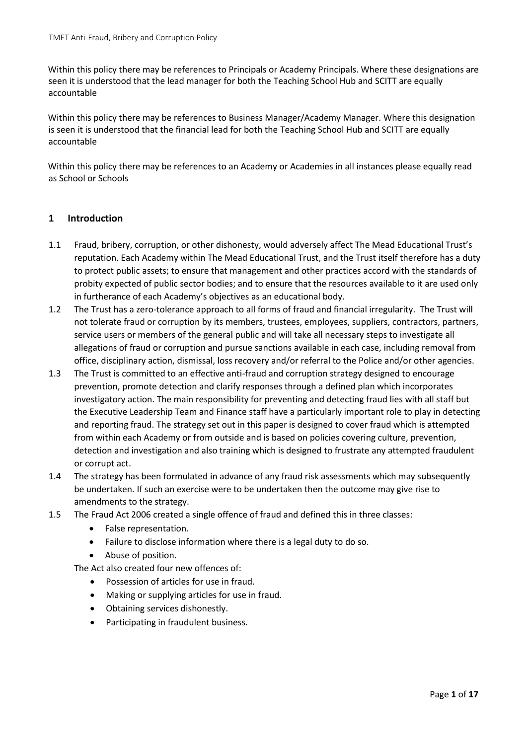Within this policy there may be references to Principals or Academy Principals. Where these designations are seen it is understood that the lead manager for both the Teaching School Hub and SCITT are equally accountable

Within this policy there may be references to Business Manager/Academy Manager. Where this designation is seen it is understood that the financial lead for both the Teaching School Hub and SCITT are equally accountable

Within this policy there may be references to an Academy or Academies in all instances please equally read as School or Schools

## 1 Introduction

1.1 Fraud, bribery, corruption, or other dishonesty, would adversely affect The Mead Educational Trust's reputation. Each Academy within The Mead Educational Trust, and the Trust itself therefore has a duty to protect public assets; to ensure that management and other practices accord with the standards of probity expected of public sector bodies; and to ensure that the resources available to it are used only in furtherance of each Academy's objectives as an educational body.

1.2 The Trust has a zero-tolerance approach to all forms of fraud and financial irregularity. The Trust will not tolerate fraud or corruption by its members, trustees, employees, suppliers, contractors, partners, service users or members of the general public and will take all necessary steps to investigate all allegations of fraud or corruption and pursue sanctions available in each case, including removal from office, disciplinary action, dismissal, loss recovery and/or referral to the Police and/or other agencies.

1.3 The Trust is committed to an effective anti-fraud and corruption strategy designed to encourage prevention, promote detection and clarify responses through a defined plan which incorporates investigatory action. The main responsibility for preventing and detecting fraud lies with all staff but the Executive Leadership Team and Finance staff have a particularly important role to play in detecting and reporting fraud. The strategy set out in this paper is designed to cover fraud which is attempted from within each Academy or from outside and is based on policies covering culture, prevention, detection and investigation and also training which is designed to frustrate any attempted fraudulent or corrupt act.

1.4 The strategy has been formulated in advance of any fraud risk assessments which may subsequently be undertaken. If such an exercise were to be undertaken then the outcome may give rise to amendments to the strategy.

1.5 The Fraud Act 2006 created a single offence of fraud and defined this in three classes:

- False representation.
- Failure to disclose information where there is a legal duty to do so.
- Abuse of position.

The Act also created four new offences of:

- Possession of articles for use in fraud.
- Making or supplying articles for use in fraud.
- Obtaining services dishonestly.
- Participating in fraudulent business.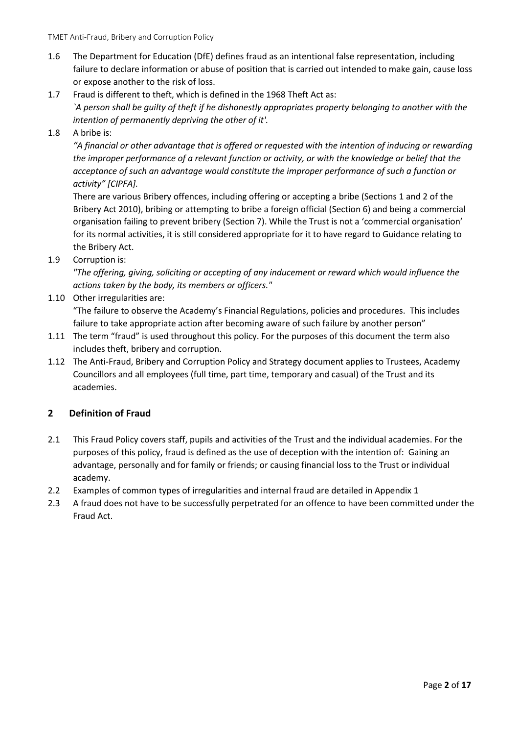1.6 The Department for Education (DfE) defines fraud as an intentional false representation, including failure to declare information or abuse of position that is carried out intended to make gain, cause loss or expose another to the risk of loss.

1.7 Fraud is different to theft, which is defined in the 1968 Theft Act as:
*`A person shall be guilty of theft if he dishonestly appropriates property belonging to another with the intention of permanently depriving the other of it'.*

1.8 A bribe is:
*"A financial or other advantage that is offered or requested with the intention of inducing or rewarding the improper performance of a relevant function or activity, or with the knowledge or belief that the acceptance of such an advantage would constitute the improper performance of such a function or activity" [CIPFA].*

There are various Bribery offences, including offering or accepting a bribe (Sections 1 and 2 of the Bribery Act 2010), bribing or attempting to bribe a foreign official (Section 6) and being a commercial organisation failing to prevent bribery (Section 7). While the Trust is not a 'commercial organisation' for its normal activities, it is still considered appropriate for it to have regard to Guidance relating to the Bribery Act.

1.9 Corruption is:
*"The offering, giving, soliciting or accepting of any inducement or reward which would influence the actions taken by the body, its members or officers."*

1.10 Other irregularities are:
"The failure to observe the Academy's Financial Regulations, policies and procedures. This includes failure to take appropriate action after becoming aware of such failure by another person"

1.11 The term "fraud" is used throughout this policy. For the purposes of this document the term also includes theft, bribery and corruption.

1.12 The Anti-Fraud, Bribery and Corruption Policy and Strategy document applies to Trustees, Academy Councillors and all employees (full time, part time, temporary and casual) of the Trust and its academies.

## 2 Definition of Fraud

2.1 This Fraud Policy covers staff, pupils and activities of the Trust and the individual academies. For the purposes of this policy, fraud is defined as the use of deception with the intention of: Gaining an advantage, personally and for family or friends; or causing financial loss to the Trust or individual academy.

2.2 Examples of common types of irregularities and internal fraud are detailed in Appendix 1

2.3 A fraud does not have to be successfully perpetrated for an offence to have been committed under the Fraud Act.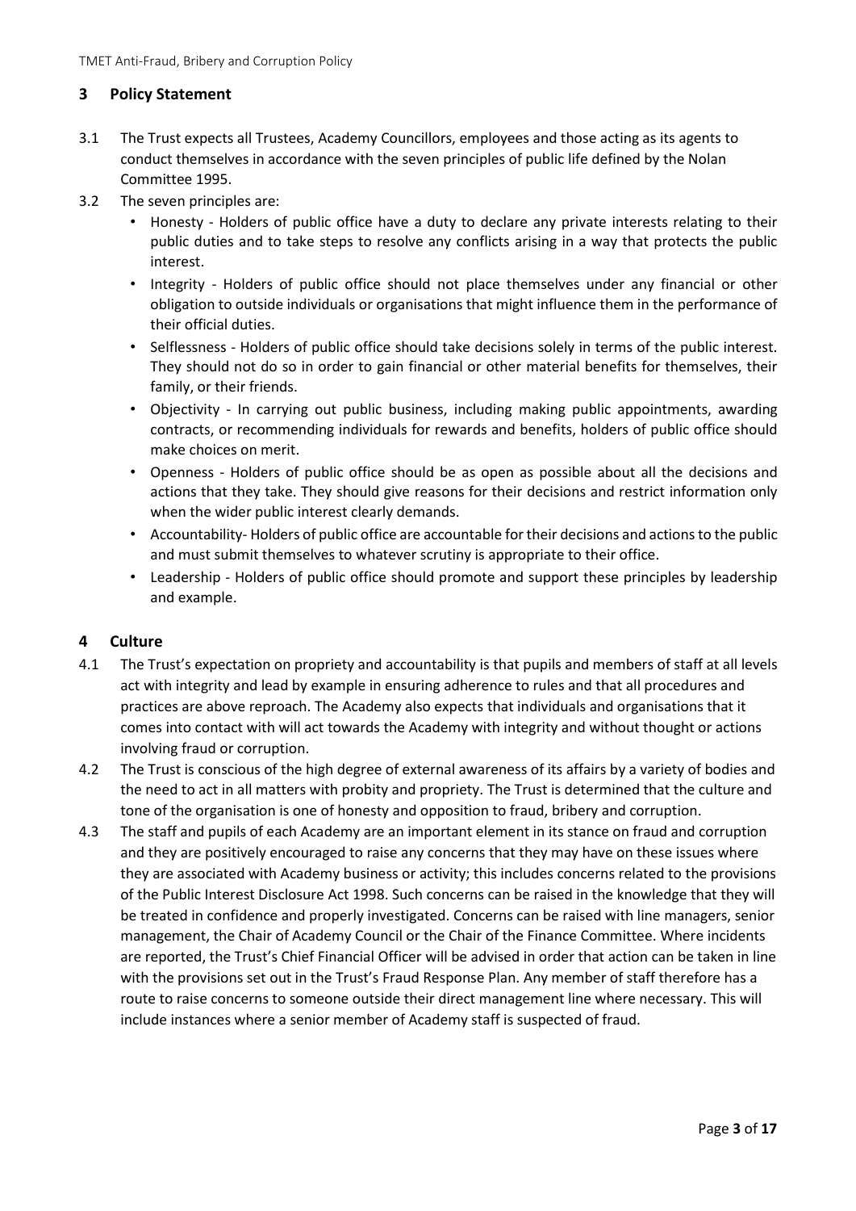## 3 Policy Statement

3.1 The Trust expects all Trustees, Academy Councillors, employees and those acting as its agents to conduct themselves in accordance with the seven principles of public life defined by the Nolan Committee 1995.

3.2 The seven principles are:

- Honesty - Holders of public office have a duty to declare any private interests relating to their public duties and to take steps to resolve any conflicts arising in a way that protects the public interest.
- Integrity - Holders of public office should not place themselves under any financial or other obligation to outside individuals or organisations that might influence them in the performance of their official duties.
- Selflessness - Holders of public office should take decisions solely in terms of the public interest. They should not do so in order to gain financial or other material benefits for themselves, their family, or their friends.
- Objectivity - In carrying out public business, including making public appointments, awarding contracts, or recommending individuals for rewards and benefits, holders of public office should make choices on merit.
- Openness - Holders of public office should be as open as possible about all the decisions and actions that they take. They should give reasons for their decisions and restrict information only when the wider public interest clearly demands.
- Accountability- Holders of public office are accountable for their decisions and actions to the public and must submit themselves to whatever scrutiny is appropriate to their office.
- Leadership - Holders of public office should promote and support these principles by leadership and example.

## 4 Culture

4.1 The Trust's expectation on propriety and accountability is that pupils and members of staff at all levels act with integrity and lead by example in ensuring adherence to rules and that all procedures and practices are above reproach. The Academy also expects that individuals and organisations that it comes into contact with will act towards the Academy with integrity and without thought or actions involving fraud or corruption.

4.2 The Trust is conscious of the high degree of external awareness of its affairs by a variety of bodies and the need to act in all matters with probity and propriety. The Trust is determined that the culture and tone of the organisation is one of honesty and opposition to fraud, bribery and corruption.

4.3 The staff and pupils of each Academy are an important element in its stance on fraud and corruption and they are positively encouraged to raise any concerns that they may have on these issues where they are associated with Academy business or activity; this includes concerns related to the provisions of the Public Interest Disclosure Act 1998. Such concerns can be raised in the knowledge that they will be treated in confidence and properly investigated. Concerns can be raised with line managers, senior management, the Chair of Academy Council or the Chair of the Finance Committee. Where incidents are reported, the Trust's Chief Financial Officer will be advised in order that action can be taken in line with the provisions set out in the Trust's Fraud Response Plan. Any member of staff therefore has a route to raise concerns to someone outside their direct management line where necessary. This will include instances where a senior member of Academy staff is suspected of fraud.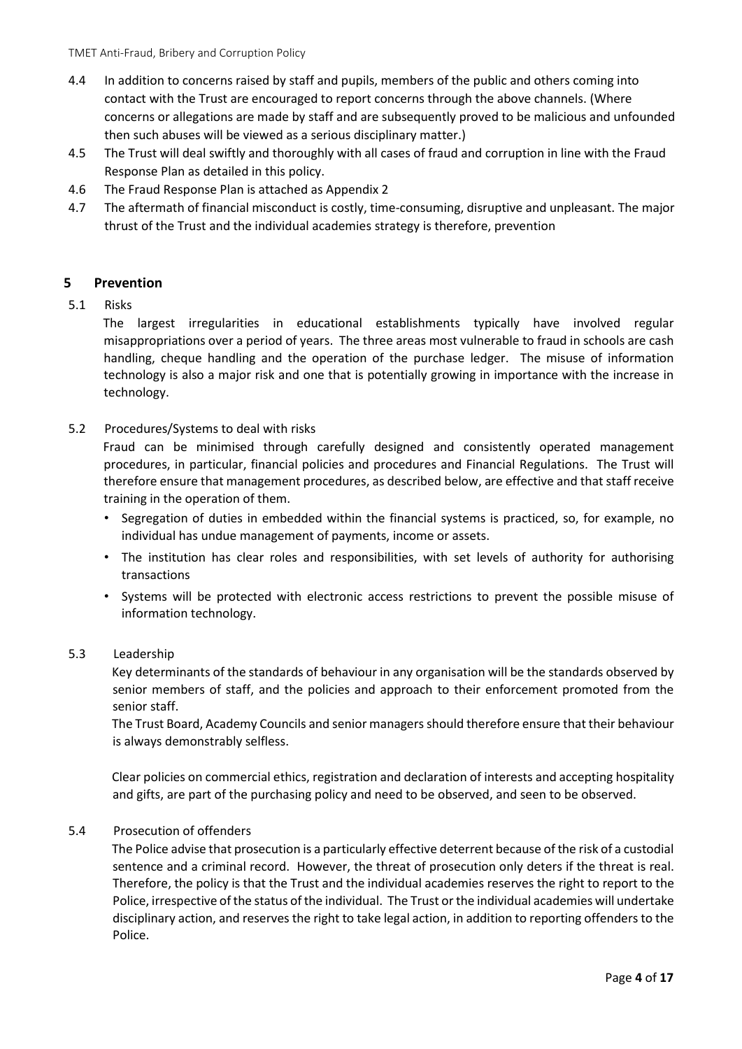4.4 In addition to concerns raised by staff and pupils, members of the public and others coming into contact with the Trust are encouraged to report concerns through the above channels. (Where concerns or allegations are made by staff and are subsequently proved to be malicious and unfounded then such abuses will be viewed as a serious disciplinary matter.)

4.5 The Trust will deal swiftly and thoroughly with all cases of fraud and corruption in line with the Fraud Response Plan as detailed in this policy.

4.6 The Fraud Response Plan is attached as Appendix 2

4.7 The aftermath of financial misconduct is costly, time-consuming, disruptive and unpleasant. The major thrust of the Trust and the individual academies strategy is therefore, prevention

## 5 Prevention

5.1 Risks

The largest irregularities in educational establishments typically have involved regular misappropriations over a period of years. The three areas most vulnerable to fraud in schools are cash handling, cheque handling and the operation of the purchase ledger. The misuse of information technology is also a major risk and one that is potentially growing in importance with the increase in technology.

5.2 Procedures/Systems to deal with risks

Fraud can be minimised through carefully designed and consistently operated management procedures, in particular, financial policies and procedures and Financial Regulations. The Trust will therefore ensure that management procedures, as described below, are effective and that staff receive training in the operation of them.

- Segregation of duties in embedded within the financial systems is practiced, so, for example, no individual has undue management of payments, income or assets.
- The institution has clear roles and responsibilities, with set levels of authority for authorising transactions
- Systems will be protected with electronic access restrictions to prevent the possible misuse of information technology.

5.3 Leadership

Key determinants of the standards of behaviour in any organisation will be the standards observed by senior members of staff, and the policies and approach to their enforcement promoted from the senior staff.

The Trust Board, Academy Councils and senior managers should therefore ensure that their behaviour is always demonstrably selfless.

Clear policies on commercial ethics, registration and declaration of interests and accepting hospitality and gifts, are part of the purchasing policy and need to be observed, and seen to be observed.

5.4 Prosecution of offenders

The Police advise that prosecution is a particularly effective deterrent because of the risk of a custodial sentence and a criminal record. However, the threat of prosecution only deters if the threat is real. Therefore, the policy is that the Trust and the individual academies reserves the right to report to the Police, irrespective of the status of the individual. The Trust or the individual academies will undertake disciplinary action, and reserves the right to take legal action, in addition to reporting offenders to the Police.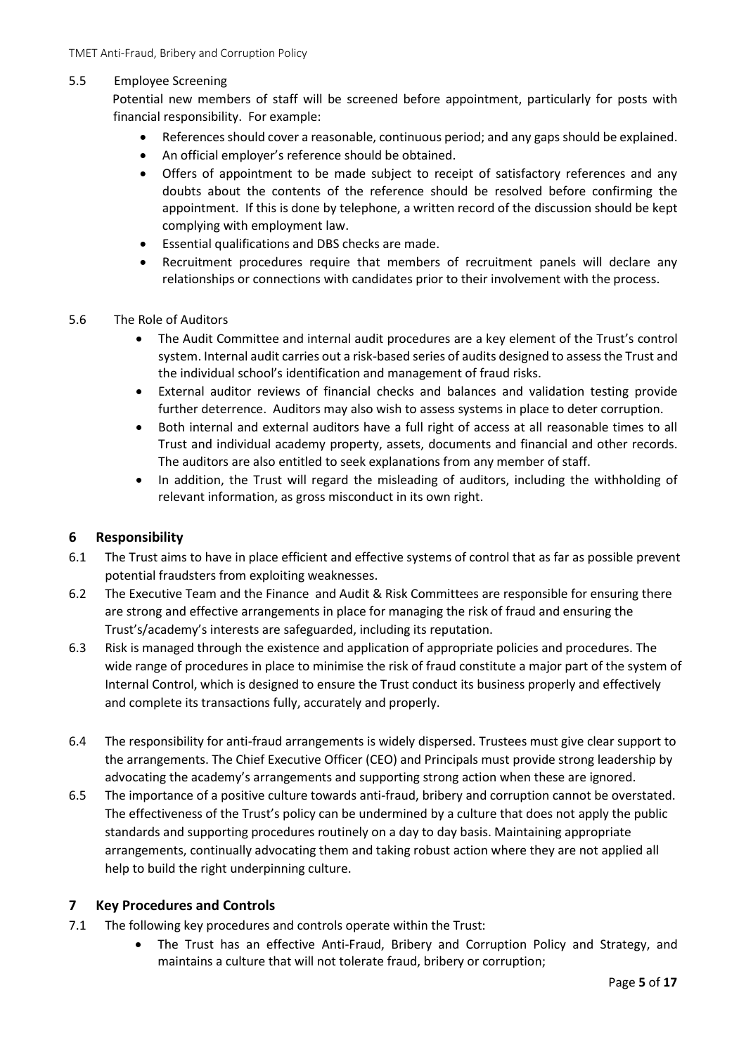### 5.5 Employee Screening

Potential new members of staff will be screened before appointment, particularly for posts with financial responsibility. For example:

- References should cover a reasonable, continuous period; and any gaps should be explained.
- An official employer's reference should be obtained.
- Offers of appointment to be made subject to receipt of satisfactory references and any doubts about the contents of the reference should be resolved before confirming the appointment. If this is done by telephone, a written record of the discussion should be kept complying with employment law.
- Essential qualifications and DBS checks are made.
- Recruitment procedures require that members of recruitment panels will declare any relationships or connections with candidates prior to their involvement with the process.

### 5.6 The Role of Auditors

- The Audit Committee and internal audit procedures are a key element of the Trust's control system. Internal audit carries out a risk-based series of audits designed to assess the Trust and the individual school's identification and management of fraud risks.
- External auditor reviews of financial checks and balances and validation testing provide further deterrence. Auditors may also wish to assess systems in place to deter corruption.
- Both internal and external auditors have a full right of access at all reasonable times to all Trust and individual academy property, assets, documents and financial and other records. The auditors are also entitled to seek explanations from any member of staff.
- In addition, the Trust will regard the misleading of auditors, including the withholding of relevant information, as gross misconduct in its own right.

## 6 Responsibility

6.1 The Trust aims to have in place efficient and effective systems of control that as far as possible prevent potential fraudsters from exploiting weaknesses.

6.2 The Executive Team and the Finance and Audit & Risk Committees are responsible for ensuring there are strong and effective arrangements in place for managing the risk of fraud and ensuring the Trust's/academy's interests are safeguarded, including its reputation.

6.3 Risk is managed through the existence and application of appropriate policies and procedures. The wide range of procedures in place to minimise the risk of fraud constitute a major part of the system of Internal Control, which is designed to ensure the Trust conduct its business properly and effectively and complete its transactions fully, accurately and properly.

6.4 The responsibility for anti-fraud arrangements is widely dispersed. Trustees must give clear support to the arrangements. The Chief Executive Officer (CEO) and Principals must provide strong leadership by advocating the academy's arrangements and supporting strong action when these are ignored.

6.5 The importance of a positive culture towards anti-fraud, bribery and corruption cannot be overstated. The effectiveness of the Trust's policy can be undermined by a culture that does not apply the public standards and supporting procedures routinely on a day to day basis. Maintaining appropriate arrangements, continually advocating them and taking robust action where they are not applied all help to build the right underpinning culture.

## 7 Key Procedures and Controls

7.1 The following key procedures and controls operate within the Trust:

- The Trust has an effective Anti-Fraud, Bribery and Corruption Policy and Strategy, and maintains a culture that will not tolerate fraud, bribery or corruption;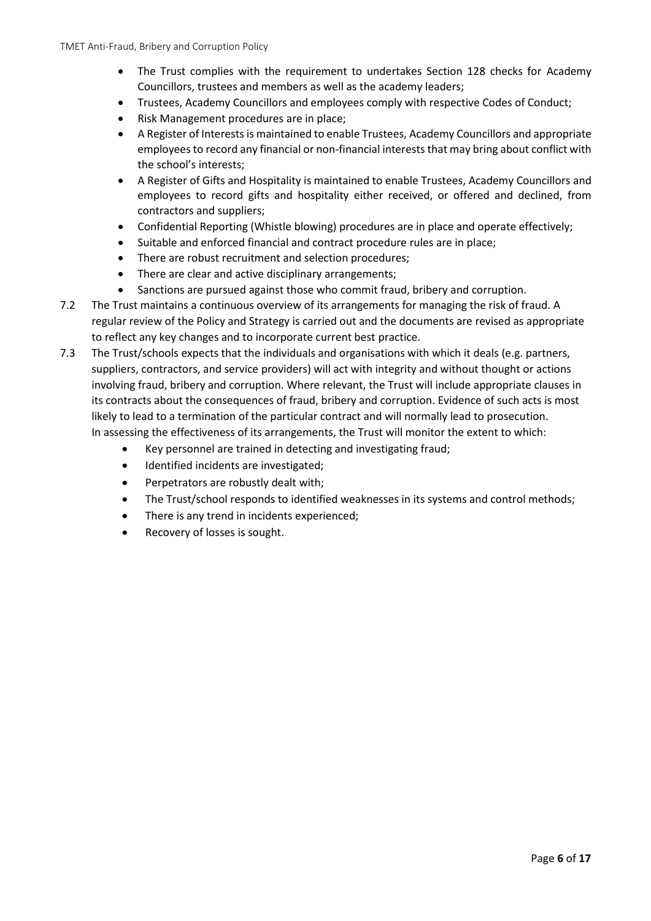- The Trust complies with the requirement to undertakes Section 128 checks for Academy Councillors, trustees and members as well as the academy leaders;
- Trustees, Academy Councillors and employees comply with respective Codes of Conduct;
- Risk Management procedures are in place;
- A Register of Interests is maintained to enable Trustees, Academy Councillors and appropriate employees to record any financial or non-financial interests that may bring about conflict with the school's interests;
- A Register of Gifts and Hospitality is maintained to enable Trustees, Academy Councillors and employees to record gifts and hospitality either received, or offered and declined, from contractors and suppliers;
- Confidential Reporting (Whistle blowing) procedures are in place and operate effectively;
- Suitable and enforced financial and contract procedure rules are in place;
- There are robust recruitment and selection procedures;
- There are clear and active disciplinary arrangements;
- Sanctions are pursued against those who commit fraud, bribery and corruption.

7.2 The Trust maintains a continuous overview of its arrangements for managing the risk of fraud. A regular review of the Policy and Strategy is carried out and the documents are revised as appropriate to reflect any key changes and to incorporate current best practice.

7.3 The Trust/schools expects that the individuals and organisations with which it deals (e.g. partners, suppliers, contractors, and service providers) will act with integrity and without thought or actions involving fraud, bribery and corruption. Where relevant, the Trust will include appropriate clauses in its contracts about the consequences of fraud, bribery and corruption. Evidence of such acts is most likely to lead to a termination of the particular contract and will normally lead to prosecution. In assessing the effectiveness of its arrangements, the Trust will monitor the extent to which:

- Key personnel are trained in detecting and investigating fraud;
- Identified incidents are investigated;
- Perpetrators are robustly dealt with;
- The Trust/school responds to identified weaknesses in its systems and control methods;
- There is any trend in incidents experienced;
- Recovery of losses is sought.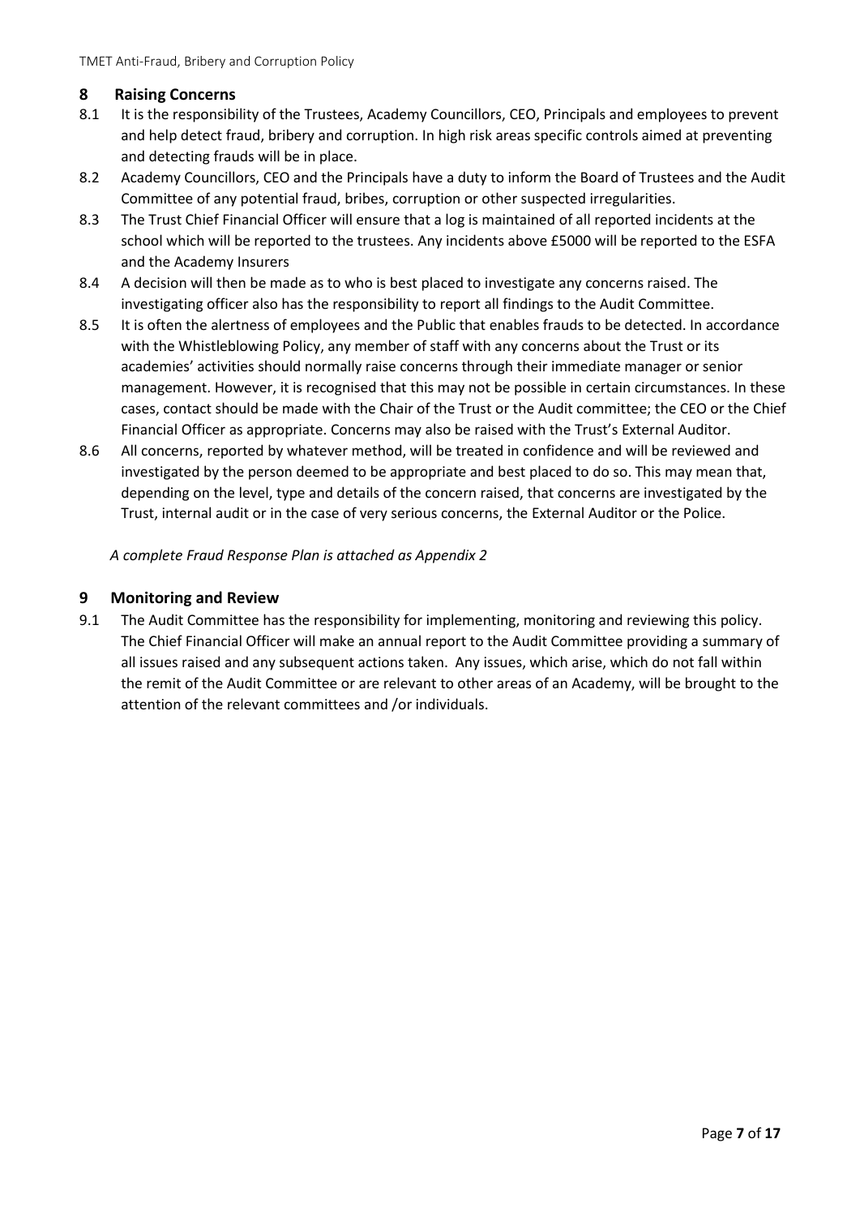## 8 Raising Concerns

8.1 It is the responsibility of the Trustees, Academy Councillors, CEO, Principals and employees to prevent and help detect fraud, bribery and corruption. In high risk areas specific controls aimed at preventing and detecting frauds will be in place.

8.2 Academy Councillors, CEO and the Principals have a duty to inform the Board of Trustees and the Audit Committee of any potential fraud, bribes, corruption or other suspected irregularities.

8.3 The Trust Chief Financial Officer will ensure that a log is maintained of all reported incidents at the school which will be reported to the trustees. Any incidents above £5000 will be reported to the ESFA and the Academy Insurers

8.4 A decision will then be made as to who is best placed to investigate any concerns raised. The investigating officer also has the responsibility to report all findings to the Audit Committee.

8.5 It is often the alertness of employees and the Public that enables frauds to be detected. In accordance with the Whistleblowing Policy, any member of staff with any concerns about the Trust or its academies' activities should normally raise concerns through their immediate manager or senior management. However, it is recognised that this may not be possible in certain circumstances. In these cases, contact should be made with the Chair of the Trust or the Audit committee; the CEO or the Chief Financial Officer as appropriate. Concerns may also be raised with the Trust's External Auditor.

8.6 All concerns, reported by whatever method, will be treated in confidence and will be reviewed and investigated by the person deemed to be appropriate and best placed to do so. This may mean that, depending on the level, type and details of the concern raised, that concerns are investigated by the Trust, internal audit or in the case of very serious concerns, the External Auditor or the Police.

*A complete Fraud Response Plan is attached as Appendix 2*

## 9 Monitoring and Review

9.1 The Audit Committee has the responsibility for implementing, monitoring and reviewing this policy. The Chief Financial Officer will make an annual report to the Audit Committee providing a summary of all issues raised and any subsequent actions taken. Any issues, which arise, which do not fall within the remit of the Audit Committee or are relevant to other areas of an Academy, will be brought to the attention of the relevant committees and /or individuals.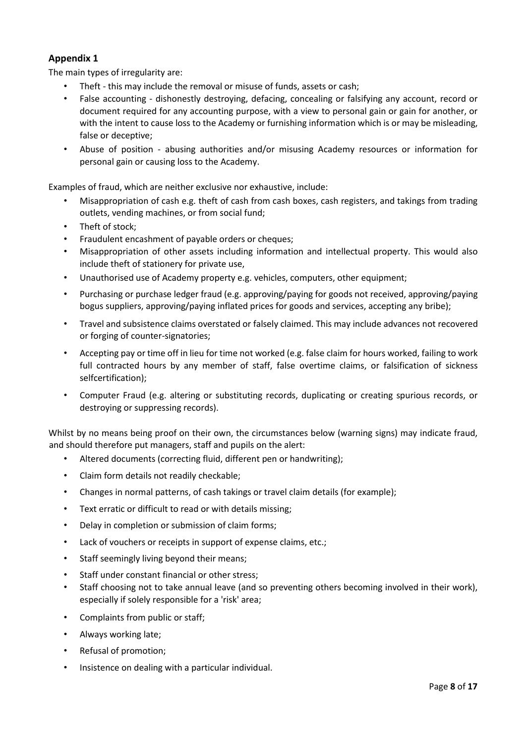## Appendix 1

The main types of irregularity are:

- Theft - this may include the removal or misuse of funds, assets or cash;
- False accounting - dishonestly destroying, defacing, concealing or falsifying any account, record or document required for any accounting purpose, with a view to personal gain or gain for another, or with the intent to cause loss to the Academy or furnishing information which is or may be misleading, false or deceptive;
- Abuse of position - abusing authorities and/or misusing Academy resources or information for personal gain or causing loss to the Academy.

Examples of fraud, which are neither exclusive nor exhaustive, include:

- Misappropriation of cash e.g. theft of cash from cash boxes, cash registers, and takings from trading outlets, vending machines, or from social fund;
- Theft of stock;
- Fraudulent encashment of payable orders or cheques;
- Misappropriation of other assets including information and intellectual property. This would also include theft of stationery for private use,
- Unauthorised use of Academy property e.g. vehicles, computers, other equipment;
- Purchasing or purchase ledger fraud (e.g. approving/paying for goods not received, approving/paying bogus suppliers, approving/paying inflated prices for goods and services, accepting any bribe);
- Travel and subsistence claims overstated or falsely claimed. This may include advances not recovered or forging of counter-signatories;
- Accepting pay or time off in lieu for time not worked (e.g. false claim for hours worked, failing to work full contracted hours by any member of staff, false overtime claims, or falsification of sickness selfcertification);
- Computer Fraud (e.g. altering or substituting records, duplicating or creating spurious records, or destroying or suppressing records).

Whilst by no means being proof on their own, the circumstances below (warning signs) may indicate fraud, and should therefore put managers, staff and pupils on the alert:

- Altered documents (correcting fluid, different pen or handwriting);
- Claim form details not readily checkable;
- Changes in normal patterns, of cash takings or travel claim details (for example);
- Text erratic or difficult to read or with details missing;
- Delay in completion or submission of claim forms;
- Lack of vouchers or receipts in support of expense claims, etc.;
- Staff seemingly living beyond their means;
- Staff under constant financial or other stress;
- Staff choosing not to take annual leave (and so preventing others becoming involved in their work), especially if solely responsible for a 'risk' area;
- Complaints from public or staff;
- Always working late;
- Refusal of promotion;
- Insistence on dealing with a particular individual.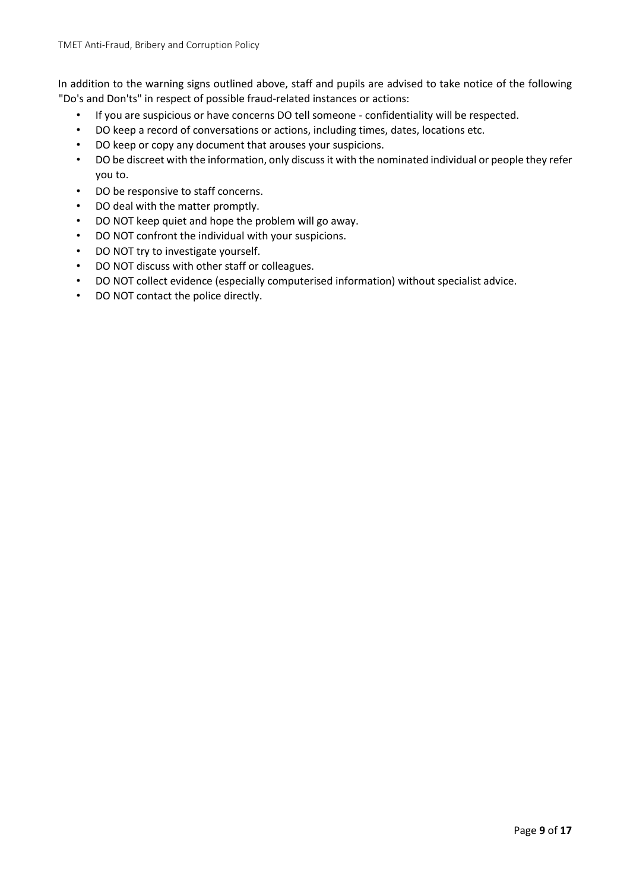In addition to the warning signs outlined above, staff and pupils are advised to take notice of the following "Do's and Don'ts" in respect of possible fraud-related instances or actions:

- If you are suspicious or have concerns DO tell someone - confidentiality will be respected.
- DO keep a record of conversations or actions, including times, dates, locations etc.
- DO keep or copy any document that arouses your suspicions.
- DO be discreet with the information, only discuss it with the nominated individual or people they refer you to.
- DO be responsive to staff concerns.
- DO deal with the matter promptly.
- DO NOT keep quiet and hope the problem will go away.
- DO NOT confront the individual with your suspicions.
- DO NOT try to investigate yourself.
- DO NOT discuss with other staff or colleagues.
- DO NOT collect evidence (especially computerised information) without specialist advice.
- DO NOT contact the police directly.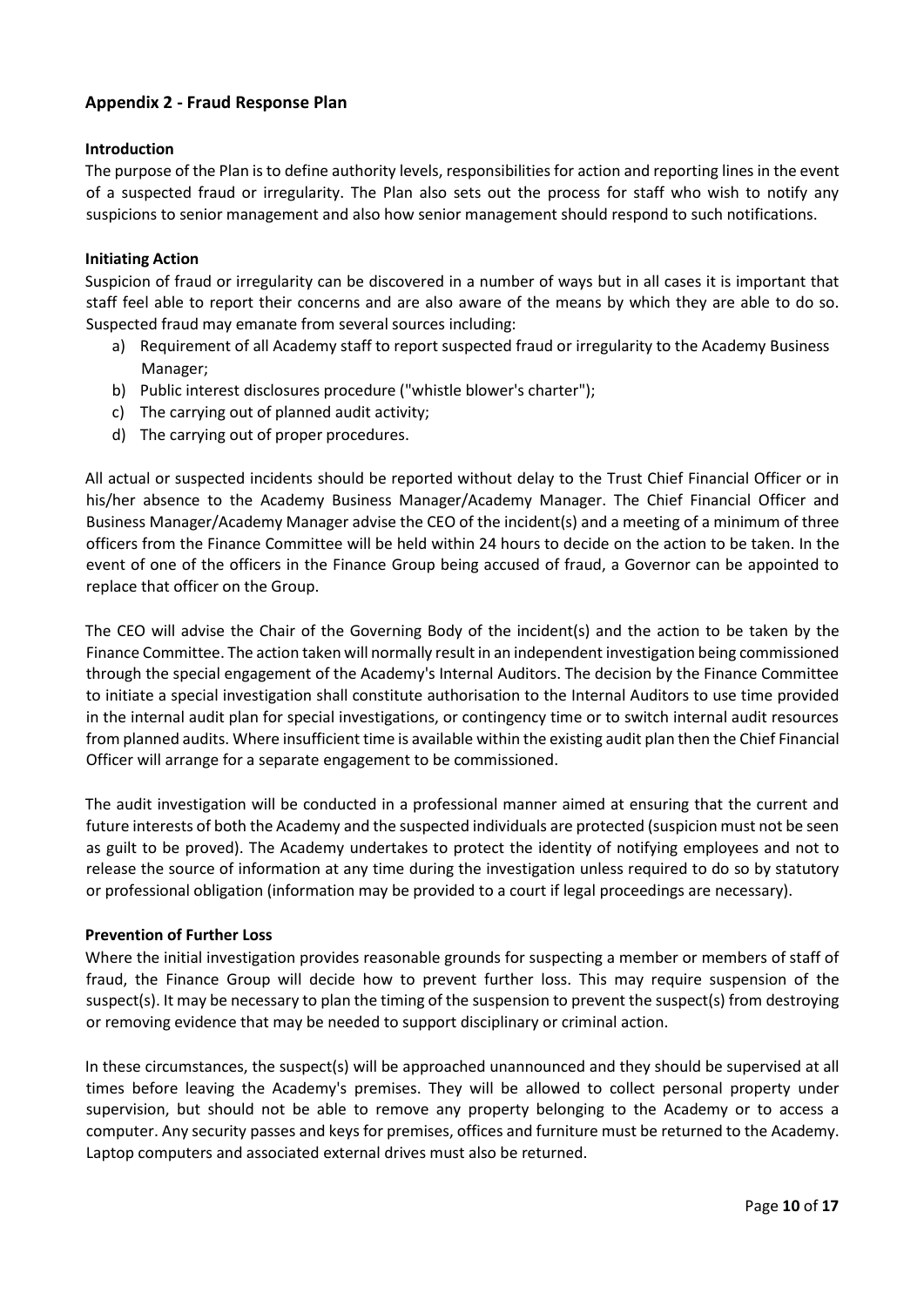## Appendix 2 - Fraud Response Plan

### Introduction

The purpose of the Plan is to define authority levels, responsibilities for action and reporting lines in the event of a suspected fraud or irregularity. The Plan also sets out the process for staff who wish to notify any suspicions to senior management and also how senior management should respond to such notifications.

### Initiating Action

Suspicion of fraud or irregularity can be discovered in a number of ways but in all cases it is important that staff feel able to report their concerns and are also aware of the means by which they are able to do so. Suspected fraud may emanate from several sources including:

a) Requirement of all Academy staff to report suspected fraud or irregularity to the Academy Business Manager;
b) Public interest disclosures procedure ("whistle blower's charter");
c) The carrying out of planned audit activity;
d) The carrying out of proper procedures.

All actual or suspected incidents should be reported without delay to the Trust Chief Financial Officer or in his/her absence to the Academy Business Manager/Academy Manager. The Chief Financial Officer and Business Manager/Academy Manager advise the CEO of the incident(s) and a meeting of a minimum of three officers from the Finance Committee will be held within 24 hours to decide on the action to be taken. In the event of one of the officers in the Finance Group being accused of fraud, a Governor can be appointed to replace that officer on the Group.

The CEO will advise the Chair of the Governing Body of the incident(s) and the action to be taken by the Finance Committee. The action taken will normally result in an independent investigation being commissioned through the special engagement of the Academy's Internal Auditors. The decision by the Finance Committee to initiate a special investigation shall constitute authorisation to the Internal Auditors to use time provided in the internal audit plan for special investigations, or contingency time or to switch internal audit resources from planned audits. Where insufficient time is available within the existing audit plan then the Chief Financial Officer will arrange for a separate engagement to be commissioned.

The audit investigation will be conducted in a professional manner aimed at ensuring that the current and future interests of both the Academy and the suspected individuals are protected (suspicion must not be seen as guilt to be proved). The Academy undertakes to protect the identity of notifying employees and not to release the source of information at any time during the investigation unless required to do so by statutory or professional obligation (information may be provided to a court if legal proceedings are necessary).

### Prevention of Further Loss

Where the initial investigation provides reasonable grounds for suspecting a member or members of staff of fraud, the Finance Group will decide how to prevent further loss. This may require suspension of the suspect(s). It may be necessary to plan the timing of the suspension to prevent the suspect(s) from destroying or removing evidence that may be needed to support disciplinary or criminal action.

In these circumstances, the suspect(s) will be approached unannounced and they should be supervised at all times before leaving the Academy's premises. They will be allowed to collect personal property under supervision, but should not be able to remove any property belonging to the Academy or to access a computer. Any security passes and keys for premises, offices and furniture must be returned to the Academy. Laptop computers and associated external drives must also be returned.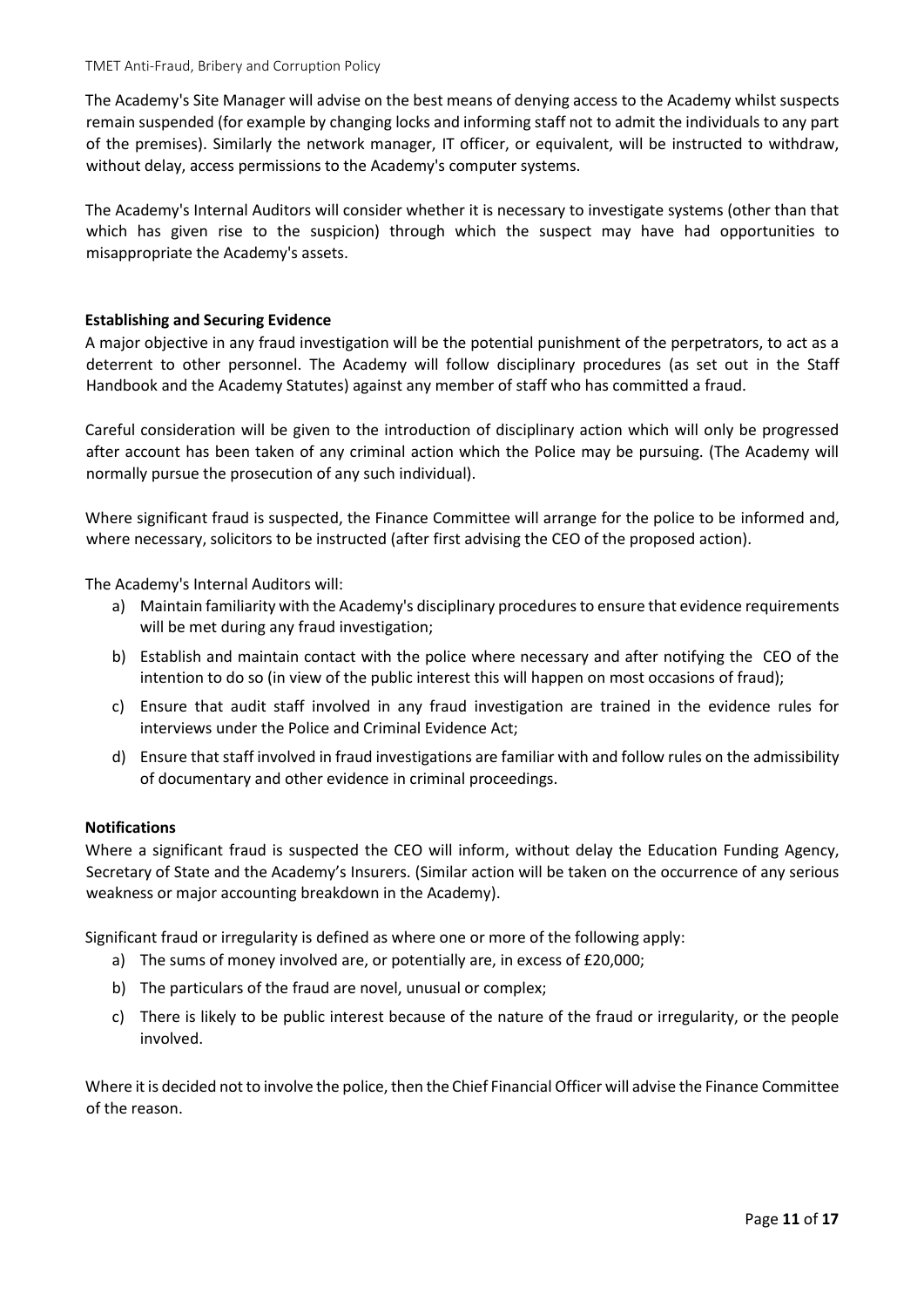The Academy's Site Manager will advise on the best means of denying access to the Academy whilst suspects remain suspended (for example by changing locks and informing staff not to admit the individuals to any part of the premises). Similarly the network manager, IT officer, or equivalent, will be instructed to withdraw, without delay, access permissions to the Academy's computer systems.

The Academy's Internal Auditors will consider whether it is necessary to investigate systems (other than that which has given rise to the suspicion) through which the suspect may have had opportunities to misappropriate the Academy's assets.

**Establishing and Securing Evidence**

A major objective in any fraud investigation will be the potential punishment of the perpetrators, to act as a deterrent to other personnel. The Academy will follow disciplinary procedures (as set out in the Staff Handbook and the Academy Statutes) against any member of staff who has committed a fraud.

Careful consideration will be given to the introduction of disciplinary action which will only be progressed after account has been taken of any criminal action which the Police may be pursuing. (The Academy will normally pursue the prosecution of any such individual).

Where significant fraud is suspected, the Finance Committee will arrange for the police to be informed and, where necessary, solicitors to be instructed (after first advising the CEO of the proposed action).

The Academy's Internal Auditors will:

a) Maintain familiarity with the Academy's disciplinary procedures to ensure that evidence requirements will be met during any fraud investigation;
b) Establish and maintain contact with the police where necessary and after notifying the CEO of the intention to do so (in view of the public interest this will happen on most occasions of fraud);
c) Ensure that audit staff involved in any fraud investigation are trained in the evidence rules for interviews under the Police and Criminal Evidence Act;
d) Ensure that staff involved in fraud investigations are familiar with and follow rules on the admissibility of documentary and other evidence in criminal proceedings.

**Notifications**

Where a significant fraud is suspected the CEO will inform, without delay the Education Funding Agency, Secretary of State and the Academy's Insurers. (Similar action will be taken on the occurrence of any serious weakness or major accounting breakdown in the Academy).

Significant fraud or irregularity is defined as where one or more of the following apply:

a) The sums of money involved are, or potentially are, in excess of £20,000;
b) The particulars of the fraud are novel, unusual or complex;
c) There is likely to be public interest because of the nature of the fraud or irregularity, or the people involved.

Where it is decided not to involve the police, then the Chief Financial Officer will advise the Finance Committee of the reason.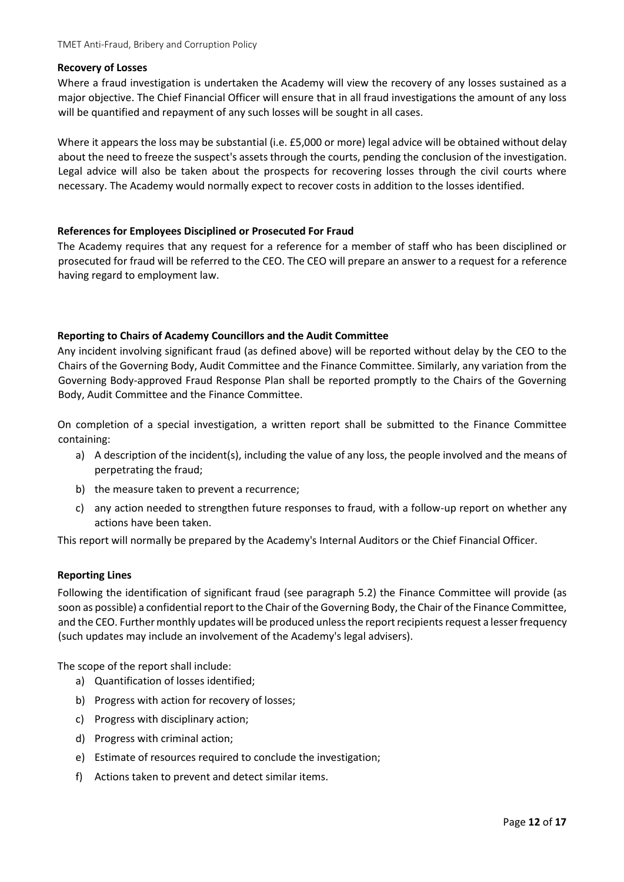**Recovery of Losses**

Where a fraud investigation is undertaken the Academy will view the recovery of any losses sustained as a major objective. The Chief Financial Officer will ensure that in all fraud investigations the amount of any loss will be quantified and repayment of any such losses will be sought in all cases.

Where it appears the loss may be substantial (i.e. £5,000 or more) legal advice will be obtained without delay about the need to freeze the suspect's assets through the courts, pending the conclusion of the investigation. Legal advice will also be taken about the prospects for recovering losses through the civil courts where necessary. The Academy would normally expect to recover costs in addition to the losses identified.

**References for Employees Disciplined or Prosecuted For Fraud**

The Academy requires that any request for a reference for a member of staff who has been disciplined or prosecuted for fraud will be referred to the CEO. The CEO will prepare an answer to a request for a reference having regard to employment law.

**Reporting to Chairs of Academy Councillors and the Audit Committee**

Any incident involving significant fraud (as defined above) will be reported without delay by the CEO to the Chairs of the Governing Body, Audit Committee and the Finance Committee. Similarly, any variation from the Governing Body-approved Fraud Response Plan shall be reported promptly to the Chairs of the Governing Body, Audit Committee and the Finance Committee.

On completion of a special investigation, a written report shall be submitted to the Finance Committee containing:

a) A description of the incident(s), including the value of any loss, the people involved and the means of perpetrating the fraud;
b) the measure taken to prevent a recurrence;
c) any action needed to strengthen future responses to fraud, with a follow-up report on whether any actions have been taken.

This report will normally be prepared by the Academy's Internal Auditors or the Chief Financial Officer.

**Reporting Lines**

Following the identification of significant fraud (see paragraph 5.2) the Finance Committee will provide (as soon as possible) a confidential report to the Chair of the Governing Body, the Chair of the Finance Committee, and the CEO. Further monthly updates will be produced unless the report recipients request a lesser frequency (such updates may include an involvement of the Academy's legal advisers).

The scope of the report shall include:

a) Quantification of losses identified;
b) Progress with action for recovery of losses;
c) Progress with disciplinary action;
d) Progress with criminal action;
e) Estimate of resources required to conclude the investigation;
f) Actions taken to prevent and detect similar items.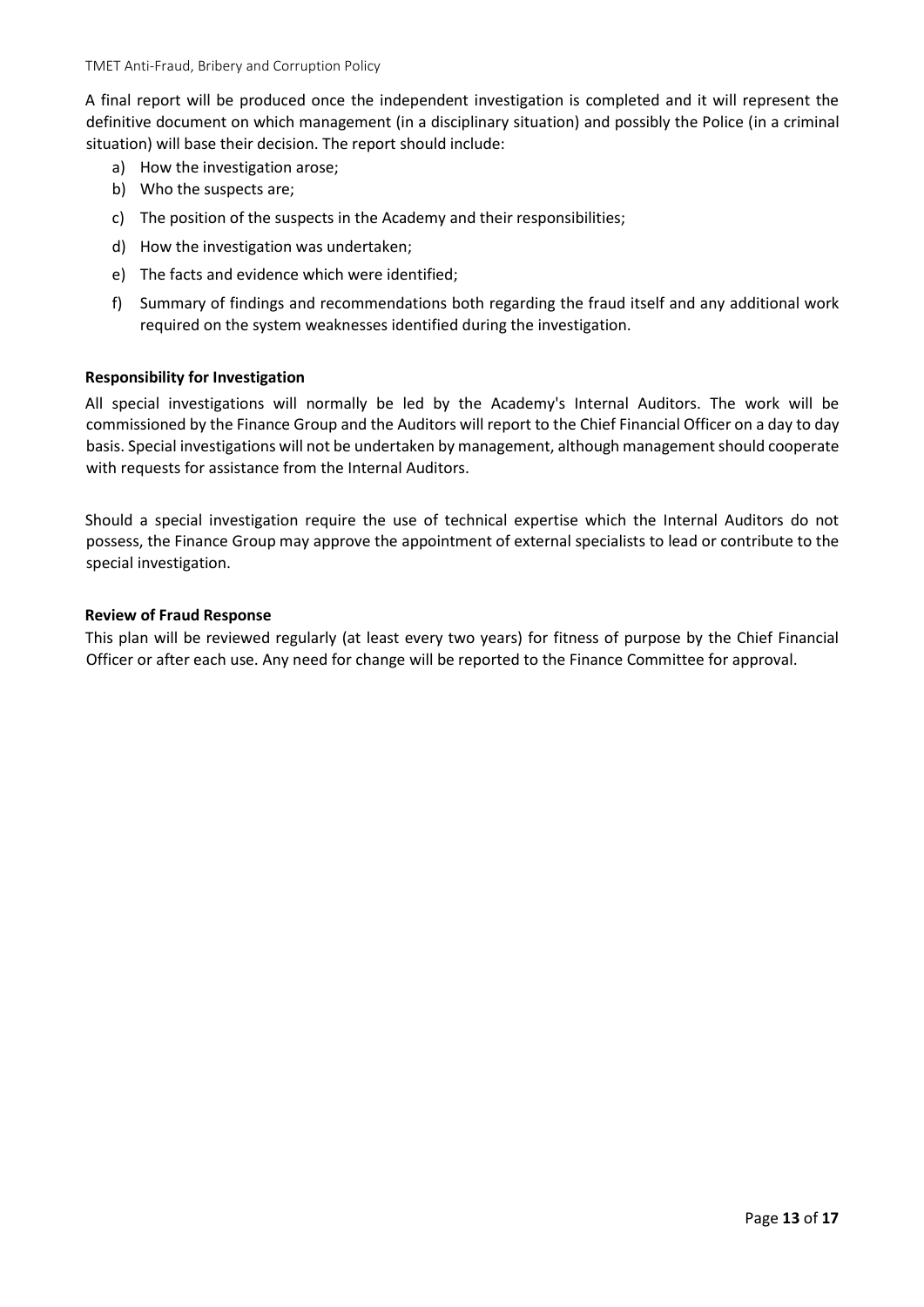A final report will be produced once the independent investigation is completed and it will represent the definitive document on which management (in a disciplinary situation) and possibly the Police (in a criminal situation) will base their decision. The report should include:

a) How the investigation arose;
b) Who the suspects are;
c) The position of the suspects in the Academy and their responsibilities;
d) How the investigation was undertaken;
e) The facts and evidence which were identified;
f) Summary of findings and recommendations both regarding the fraud itself and any additional work required on the system weaknesses identified during the investigation.

**Responsibility for Investigation**

All special investigations will normally be led by the Academy's Internal Auditors. The work will be commissioned by the Finance Group and the Auditors will report to the Chief Financial Officer on a day to day basis. Special investigations will not be undertaken by management, although management should cooperate with requests for assistance from the Internal Auditors.

Should a special investigation require the use of technical expertise which the Internal Auditors do not possess, the Finance Group may approve the appointment of external specialists to lead or contribute to the special investigation.

**Review of Fraud Response**

This plan will be reviewed regularly (at least every two years) for fitness of purpose by the Chief Financial Officer or after each use. Any need for change will be reported to the Finance Committee for approval.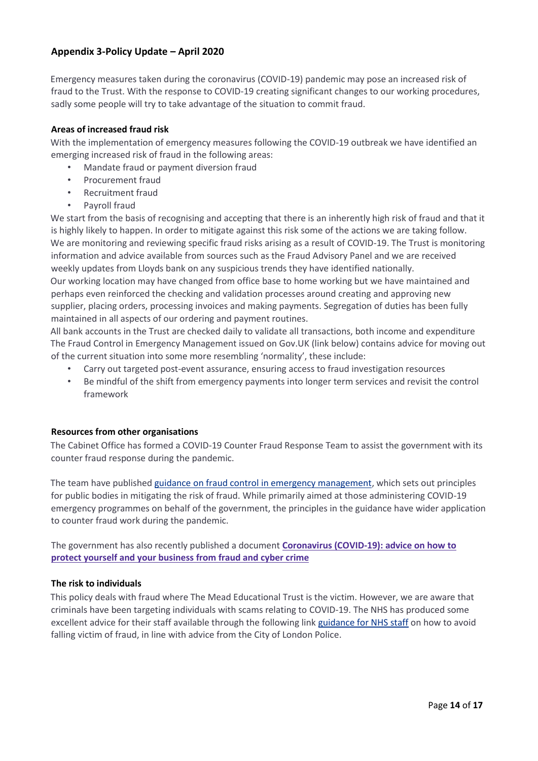## Appendix 3-Policy Update – April 2020

Emergency measures taken during the coronavirus (COVID-19) pandemic may pose an increased risk of fraud to the Trust. With the response to COVID-19 creating significant changes to our working procedures, sadly some people will try to take advantage of the situation to commit fraud.

### Areas of increased fraud risk

With the implementation of emergency measures following the COVID-19 outbreak we have identified an emerging increased risk of fraud in the following areas:

- Mandate fraud or payment diversion fraud
- Procurement fraud
- Recruitment fraud
- Payroll fraud

We start from the basis of recognising and accepting that there is an inherently high risk of fraud and that it is highly likely to happen. In order to mitigate against this risk some of the actions we are taking follow.
We are monitoring and reviewing specific fraud risks arising as a result of COVID-19. The Trust is monitoring information and advice available from sources such as the Fraud Advisory Panel and we are received weekly updates from Lloyds bank on any suspicious trends they have identified nationally.
Our working location may have changed from office base to home working but we have maintained and perhaps even reinforced the checking and validation processes around creating and approving new supplier, placing orders, processing invoices and making payments. Segregation of duties has been fully maintained in all aspects of our ordering and payment routines.
All bank accounts in the Trust are checked daily to validate all transactions, both income and expenditure
The Fraud Control in Emergency Management issued on Gov.UK (link below) contains advice for moving out of the current situation into some more resembling 'normality', these include:

- Carry out targeted post-event assurance, ensuring access to fraud investigation resources
- Be mindful of the shift from emergency payments into longer term services and revisit the control framework

### Resources from other organisations

The Cabinet Office has formed a COVID-19 Counter Fraud Response Team to assist the government with its counter fraud response during the pandemic.

The team have published guidance on fraud control in emergency management, which sets out principles for public bodies in mitigating the risk of fraud. While primarily aimed at those administering COVID-19 emergency programmes on behalf of the government, the principles in the guidance have wider application to counter fraud work during the pandemic.

The government has also recently published a document **Coronavirus (COVID-19): advice on how to protect yourself and your business from fraud and cyber crime**

### The risk to individuals

This policy deals with fraud where The Mead Educational Trust is the victim. However, we are aware that criminals have been targeting individuals with scams relating to COVID-19. The NHS has produced some excellent advice for their staff available through the following link guidance for NHS staff on how to avoid falling victim of fraud, in line with advice from the City of London Police.